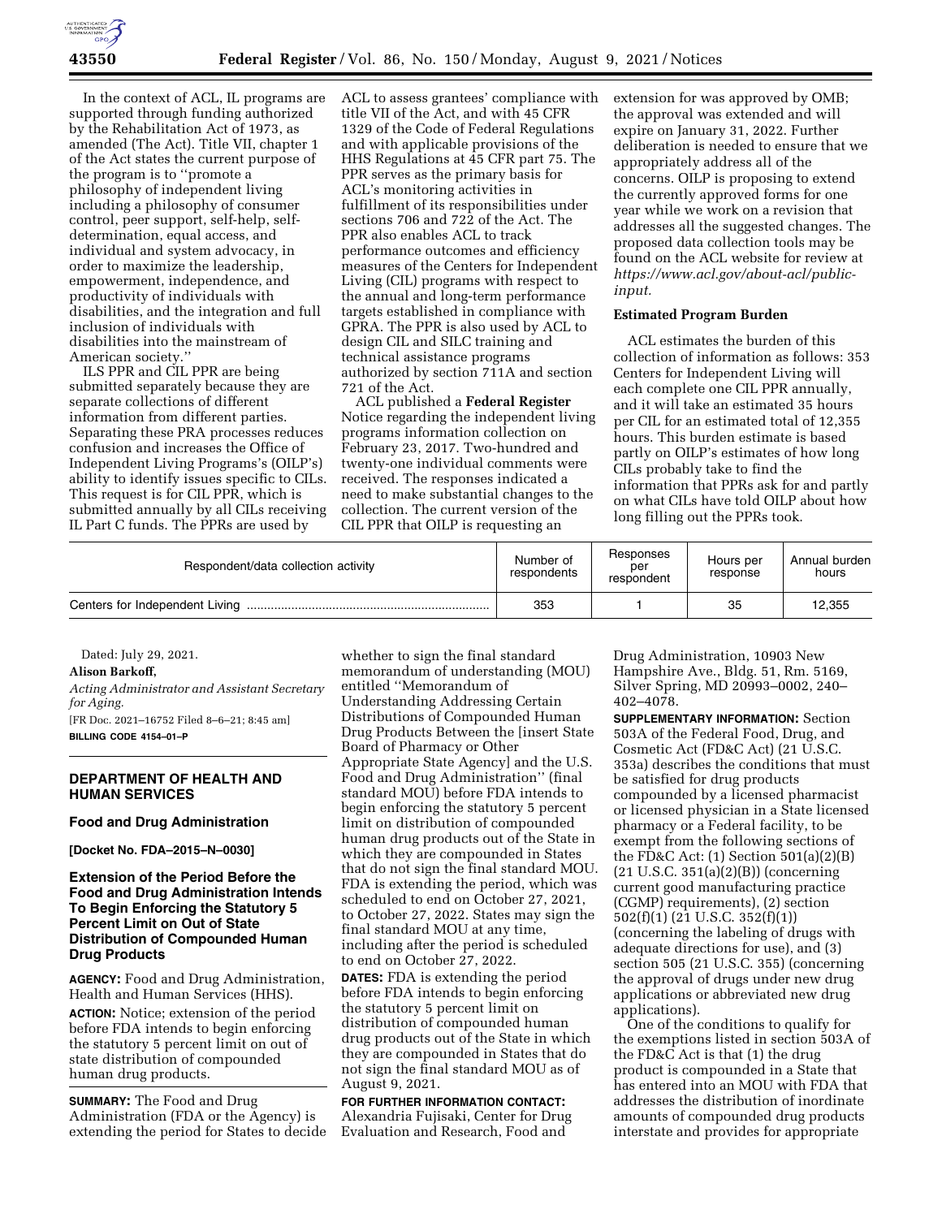In the context of ACL, IL programs are supported through funding authorized by the Rehabilitation Act of 1973, as amended (The Act). Title VII, chapter 1 of the Act states the current purpose of the program is to ''promote a philosophy of independent living including a philosophy of consumer control, peer support, self-help, self-determination, equal access, and individual and system advocacy, in order to maximize the leadership, empowerment, independence, and productivity of individuals with disabilities, and the integration and full inclusion of individuals with disabilities into the mainstream of American society.''

ILS PPR and CIL PPR are being submitted separately because they are separate collections of different information from different parties. Separating these PRA processes reduces confusion and increases the Office of Independent Living Programs's (OILP's) ability to identify issues specific to CILs. This request is for CIL PPR, which is submitted annually by all CILs receiving IL Part C funds. The PPRs are used by ACL to assess grantees' compliance with title VII of the Act, and with 45 CFR 1329 of the Code of Federal Regulations and with applicable provisions of the HHS Regulations at 45 CFR part 75. The PPR serves as the primary basis for ACL's monitoring activities in fulfillment of its responsibilities under sections 706 and 722 of the Act. The PPR also enables ACL to track performance outcomes and efficiency measures of the Centers for Independent Living (CIL) programs with respect to the annual and long-term performance targets established in compliance with GPRA. The PPR is also used by ACL to design CIL and SILC training and technical assistance programs authorized by section 711A and section 721 of the Act.

ACL published a **Federal Register** Notice regarding the independent living programs information collection on February 23, 2017. Two-hundred and twenty-one individual comments were received. The responses indicated a need to make substantial changes to the collection. The current version of the CIL PPR that OILP is requesting an extension for was approved by OMB; the approval was extended and will expire on January 31, 2022. Further deliberation is needed to ensure that we appropriately address all of the concerns. OILP is proposing to extend the currently approved forms for one year while we work on a revision that addresses all the suggested changes. The proposed data collection tools may be found on the ACL website for review at *https://www.acl.gov/about-acl/public-input.*

**Estimated Program Burden**

ACL estimates the burden of this collection of information as follows: 353 Centers for Independent Living will each complete one CIL PPR annually, and it will take an estimated 35 hours per CIL for an estimated total of 12,355 hours. This burden estimate is based partly on OILP's estimates of how long CILs probably take to find the information that PPRs ask for and partly on what CILs have told OILP about how long filling out the PPRs took.

| Respondent/data collection activity | Number of respondents | Responses per respondent | Hours per response | Annual burden hours |
|---|---|---|---|---|
| Centers for Independent Living | 353 | 1 | 35 | 12,355 |

Dated: July 29, 2021.

**Alison Barkoff,**

*Acting Administrator and Assistant Secretary for Aging.*

[FR Doc. 2021–16752 Filed 8–6–21; 8:45 am]

**BILLING CODE 4154–01–P**

## DEPARTMENT OF HEALTH AND HUMAN SERVICES

### Food and Drug Administration

**[Docket No. FDA–2015–N–0030]**

### Extension of the Period Before the Food and Drug Administration Intends To Begin Enforcing the Statutory 5 Percent Limit on Out of State Distribution of Compounded Human Drug Products

**AGENCY:** Food and Drug Administration, Health and Human Services (HHS).

**ACTION:** Notice; extension of the period before FDA intends to begin enforcing the statutory 5 percent limit on out of state distribution of compounded human drug products.

**SUMMARY:** The Food and Drug Administration (FDA or the Agency) is extending the period for States to decide whether to sign the final standard memorandum of understanding (MOU) entitled ''Memorandum of Understanding Addressing Certain Distributions of Compounded Human Drug Products Between the [insert State Board of Pharmacy or Other Appropriate State Agency] and the U.S. Food and Drug Administration'' (final standard MOU) before FDA intends to begin enforcing the statutory 5 percent limit on distribution of compounded human drug products out of the State in which they are compounded in States that do not sign the final standard MOU. FDA is extending the period, which was scheduled to end on October 27, 2021, to October 27, 2022. States may sign the final standard MOU at any time, including after the period is scheduled to end on October 27, 2022.

**DATES:** FDA is extending the period before FDA intends to begin enforcing the statutory 5 percent limit on distribution of compounded human drug products out of the State in which they are compounded in States that do not sign the final standard MOU as of August 9, 2021.

**FOR FURTHER INFORMATION CONTACT:** Alexandria Fujisaki, Center for Drug Evaluation and Research, Food and Drug Administration, 10903 New Hampshire Ave., Bldg. 51, Rm. 5169, Silver Spring, MD 20993–0002, 240–402–4078.

**SUPPLEMENTARY INFORMATION:** Section 503A of the Federal Food, Drug, and Cosmetic Act (FD&C Act) (21 U.S.C. 353a) describes the conditions that must be satisfied for drug products compounded by a licensed pharmacist or licensed physician in a State licensed pharmacy or a Federal facility, to be exempt from the following sections of the FD&C Act: (1) Section 501(a)(2)(B) (21 U.S.C. 351(a)(2)(B)) (concerning current good manufacturing practice (CGMP) requirements), (2) section 502(f)(1) (21 U.S.C. 352(f)(1)) (concerning the labeling of drugs with adequate directions for use), and (3) section 505 (21 U.S.C. 355) (concerning the approval of drugs under new drug applications or abbreviated new drug applications).

One of the conditions to qualify for the exemptions listed in section 503A of the FD&C Act is that (1) the drug product is compounded in a State that has entered into an MOU with FDA that addresses the distribution of inordinate amounts of compounded drug products interstate and provides for appropriate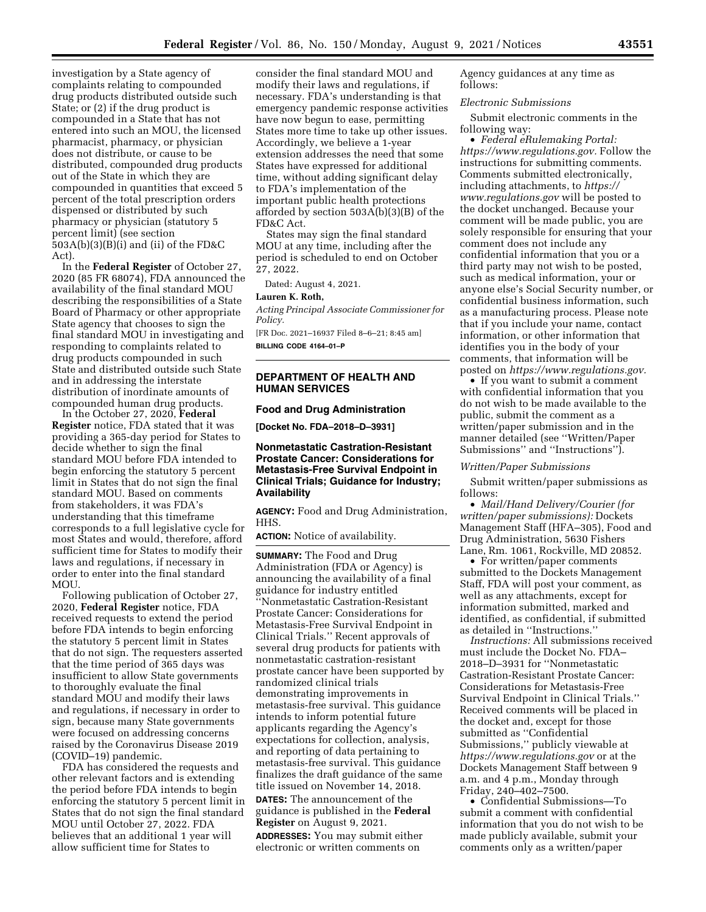investigation by a State agency of complaints relating to compounded drug products distributed outside such State; or (2) if the drug product is compounded in a State that has not entered into such an MOU, the licensed pharmacist, pharmacy, or physician does not distribute, or cause to be distributed, compounded drug products out of the State in which they are compounded in quantities that exceed 5 percent of the total prescription orders dispensed or distributed by such pharmacy or physician (statutory 5 percent limit) (see section 503A(b)(3)(B)(i) and (ii) of the FD&C Act).

In the **Federal Register** of October 27, 2020 (85 FR 68074), FDA announced the availability of the final standard MOU describing the responsibilities of a State Board of Pharmacy or other appropriate State agency that chooses to sign the final standard MOU in investigating and responding to complaints related to drug products compounded in such State and distributed outside such State and in addressing the interstate distribution of inordinate amounts of compounded human drug products.

In the October 27, 2020, **Federal Register** notice, FDA stated that it was providing a 365-day period for States to decide whether to sign the final standard MOU before FDA intended to begin enforcing the statutory 5 percent limit in States that do not sign the final standard MOU. Based on comments from stakeholders, it was FDA's understanding that this timeframe corresponds to a full legislative cycle for most States and would, therefore, afford sufficient time for States to modify their laws and regulations, if necessary in order to enter into the final standard MOU.

Following publication of October 27, 2020, **Federal Register** notice, FDA received requests to extend the period before FDA intends to begin enforcing the statutory 5 percent limit in States that do not sign. The requesters asserted that the time period of 365 days was insufficient to allow State governments to thoroughly evaluate the final standard MOU and modify their laws and regulations, if necessary in order to sign, because many State governments were focused on addressing concerns raised by the Coronavirus Disease 2019 (COVID–19) pandemic.

FDA has considered the requests and other relevant factors and is extending the period before FDA intends to begin enforcing the statutory 5 percent limit in States that do not sign the final standard MOU until October 27, 2022. FDA believes that an additional 1 year will allow sufficient time for States to consider the final standard MOU and modify their laws and regulations, if necessary. FDA's understanding is that emergency pandemic response activities have now begun to ease, permitting States more time to take up other issues. Accordingly, we believe a 1-year extension addresses the need that some States have expressed for additional time, without adding significant delay to FDA's implementation of the important public health protections afforded by section 503A(b)(3)(B) of the FD&C Act.

States may sign the final standard MOU at any time, including after the period is scheduled to end on October 27, 2022.

Dated: August 4, 2021.

**Lauren K. Roth,**

*Acting Principal Associate Commissioner for Policy.*

[FR Doc. 2021–16937 Filed 8–6–21; 8:45 am]

**BILLING CODE 4164–01–P**

## DEPARTMENT OF HEALTH AND HUMAN SERVICES

### Food and Drug Administration

**[Docket No. FDA–2018–D–3931]**

### Nonmetastatic Castration-Resistant Prostate Cancer: Considerations for Metastasis-Free Survival Endpoint in Clinical Trials; Guidance for Industry; Availability

**AGENCY:** Food and Drug Administration, HHS.

**ACTION:** Notice of availability.

**SUMMARY:** The Food and Drug Administration (FDA or Agency) is announcing the availability of a final guidance for industry entitled "Nonmetastatic Castration-Resistant Prostate Cancer: Considerations for Metastasis-Free Survival Endpoint in Clinical Trials." Recent approvals of several drug products for patients with nonmetastatic castration-resistant prostate cancer have been supported by randomized clinical trials demonstrating improvements in metastasis-free survival. This guidance intends to inform potential future applicants regarding the Agency's expectations for collection, analysis, and reporting of data pertaining to metastasis-free survival. This guidance finalizes the draft guidance of the same title issued on November 14, 2018.

**DATES:** The announcement of the guidance is published in the **Federal Register** on August 9, 2021.

**ADDRESSES:** You may submit either electronic or written comments on Agency guidances at any time as follows:

*Electronic Submissions*

Submit electronic comments in the following way:

- *Federal eRulemaking Portal: https://www.regulations.gov.* Follow the instructions for submitting comments. Comments submitted electronically, including attachments, to *https://www.regulations.gov* will be posted to the docket unchanged. Because your comment will be made public, you are solely responsible for ensuring that your comment does not include any confidential information that you or a third party may not wish to be posted, such as medical information, your or anyone else's Social Security number, or confidential business information, such as a manufacturing process. Please note that if you include your name, contact information, or other information that identifies you in the body of your comments, that information will be posted on *https://www.regulations.gov.*
- If you want to submit a comment with confidential information that you do not wish to be made available to the public, submit the comment as a written/paper submission and in the manner detailed (see "Written/Paper Submissions" and "Instructions").

*Written/Paper Submissions*

Submit written/paper submissions as follows:

- *Mail/Hand Delivery/Courier (for written/paper submissions):* Dockets Management Staff (HFA–305), Food and Drug Administration, 5630 Fishers Lane, Rm. 1061, Rockville, MD 20852.
- For written/paper comments submitted to the Dockets Management Staff, FDA will post your comment, as well as any attachments, except for information submitted, marked and identified, as confidential, if submitted as detailed in "Instructions."

*Instructions:* All submissions received must include the Docket No. FDA–2018–D–3931 for "Nonmetastatic Castration-Resistant Prostate Cancer: Considerations for Metastasis-Free Survival Endpoint in Clinical Trials." Received comments will be placed in the docket and, except for those submitted as "Confidential Submissions," publicly viewable at *https://www.regulations.gov* or at the Dockets Management Staff between 9 a.m. and 4 p.m., Monday through Friday, 240–402–7500.

- Confidential Submissions—To submit a comment with confidential information that you do not wish to be made publicly available, submit your comments only as a written/paper